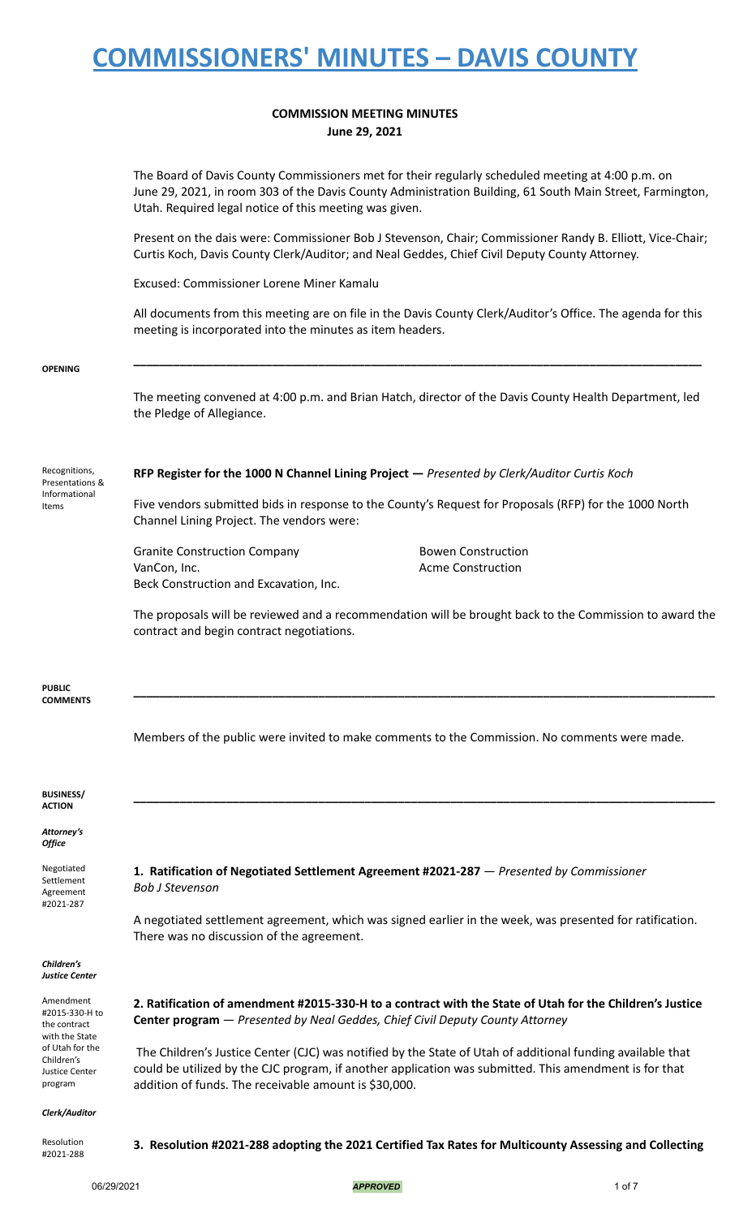# COMMISSIONERS' MINUTES – DAVIS COUNTY

**COMMISSION MEETING MINUTES**
**June 29, 2021**

The Board of Davis County Commissioners met for their regularly scheduled meeting at 4:00 p.m. on June 29, 2021, in room 303 of the Davis County Administration Building, 61 South Main Street, Farmington, Utah. Required legal notice of this meeting was given.

Present on the dais were: Commissioner Bob J Stevenson, Chair; Commissioner Randy B. Elliott, Vice-Chair; Curtis Koch, Davis County Clerk/Auditor; and Neal Geddes, Chief Civil Deputy County Attorney.

Excused: Commissioner Lorene Miner Kamalu

All documents from this meeting are on file in the Davis County Clerk/Auditor's Office. The agenda for this meeting is incorporated into the minutes as item headers.

---

**OPENING**

The meeting convened at 4:00 p.m. and Brian Hatch, director of the Davis County Health Department, led the Pledge of Allegiance.

Recognitions, Presentations & Informational Items

**RFP Register for the 1000 N Channel Lining Project —** *Presented by Clerk/Auditor Curtis Koch*

Five vendors submitted bids in response to the County's Request for Proposals (RFP) for the 1000 North Channel Lining Project. The vendors were:

- Granite Construction Company
- Bowen Construction
- VanCon, Inc.
- Acme Construction
- Beck Construction and Excavation, Inc.

The proposals will be reviewed and a recommendation will be brought back to the Commission to award the contract and begin contract negotiations.

---

**PUBLIC COMMENTS**

Members of the public were invited to make comments to the Commission. No comments were made.

---

**BUSINESS/ ACTION**

*Attorney's Office*

Negotiated Settlement Agreement #2021-287

**1. Ratification of Negotiated Settlement Agreement #2021-287** — *Presented by Commissioner Bob J Stevenson*

A negotiated settlement agreement, which was signed earlier in the week, was presented for ratification. There was no discussion of the agreement.

*Children's Justice Center*

Amendment #2015-330-H to the contract with the State of Utah for the Children's Justice Center program

**2. Ratification of amendment #2015-330-H to a contract with the State of Utah for the Children's Justice Center program** — *Presented by Neal Geddes, Chief Civil Deputy County Attorney*

The Children's Justice Center (CJC) was notified by the State of Utah of additional funding available that could be utilized by the CJC program, if another application was submitted. This amendment is for that addition of funds. The receivable amount is $30,000.

*Clerk/Auditor*

Resolution #2021-288

**3. Resolution #2021-288 adopting the 2021 Certified Tax Rates for Multicounty Assessing and Collecting**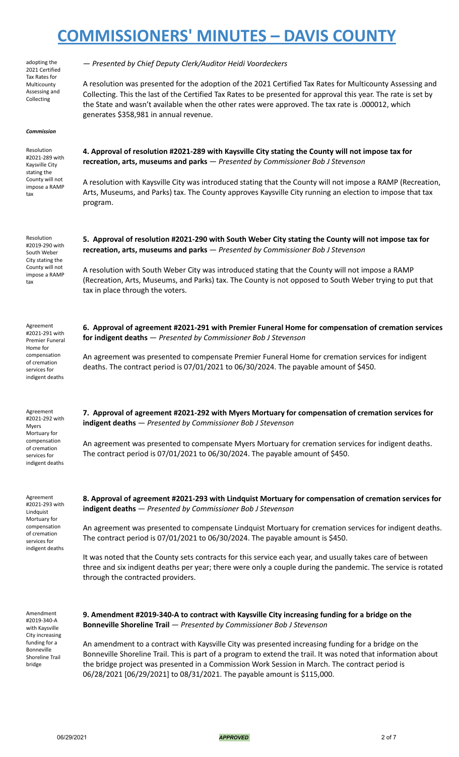# COMMISSIONERS' MINUTES – DAVIS COUNTY

adopting the 2021 Certified Tax Rates for Multicounty Assessing and Collecting

*— Presented by Chief Deputy Clerk/Auditor Heidi Voordeckers*

A resolution was presented for the adoption of the 2021 Certified Tax Rates for Multicounty Assessing and Collecting. This the last of the Certified Tax Rates to be presented for approval this year. The rate is set by the State and wasn't available when the other rates were approved. The tax rate is .000012, which generates $358,981 in annual revenue.

***Commission***

Resolution #2021-289 with Kaysville City stating the County will not impose a RAMP tax

**4. Approval of resolution #2021-289 with Kaysville City stating the County will not impose tax for recreation, arts, museums and parks** — *Presented by Commissioner Bob J Stevenson*

A resolution with Kaysville City was introduced stating that the County will not impose a RAMP (Recreation, Arts, Museums, and Parks) tax. The County approves Kaysville City running an election to impose that tax program.

Resolution #2019-290 with South Weber City stating the County will not impose a RAMP tax

**5. Approval of resolution #2021-290 with South Weber City stating the County will not impose tax for recreation, arts, museums and parks** — *Presented by Commissioner Bob J Stevenson*

A resolution with South Weber City was introduced stating that the County will not impose a RAMP (Recreation, Arts, Museums, and Parks) tax. The County is not opposed to South Weber trying to put that tax in place through the voters.

Agreement #2021-291 with Premier Funeral Home for compensation of cremation services for indigent deaths

**6. Approval of agreement #2021-291 with Premier Funeral Home for compensation of cremation services for indigent deaths** — *Presented by Commissioner Bob J Stevenson*

An agreement was presented to compensate Premier Funeral Home for cremation services for indigent deaths. The contract period is 07/01/2021 to 06/30/2024. The payable amount of $450.

Agreement #2021-292 with Myers Mortuary for compensation of cremation services for indigent deaths

**7. Approval of agreement #2021-292 with Myers Mortuary for compensation of cremation services for indigent deaths** — *Presented by Commissioner Bob J Stevenson*

An agreement was presented to compensate Myers Mortuary for cremation services for indigent deaths. The contract period is 07/01/2021 to 06/30/2024. The payable amount of $450.

Agreement #2021-293 with Lindquist Mortuary for compensation of cremation services for indigent deaths

**8. Approval of agreement #2021-293 with Lindquist Mortuary for compensation of cremation services for indigent deaths** — *Presented by Commissioner Bob J Stevenson*

An agreement was presented to compensate Lindquist Mortuary for cremation services for indigent deaths. The contract period is 07/01/2021 to 06/30/2024. The payable amount is $450.

It was noted that the County sets contracts for this service each year, and usually takes care of between three and six indigent deaths per year; there were only a couple during the pandemic. The service is rotated through the contracted providers.

Amendment #2019-340-A with Kaysville City increasing funding for a Bonneville Shoreline Trail bridge

**9. Amendment #2019-340-A to contract with Kaysville City increasing funding for a bridge on the Bonneville Shoreline Trail** — *Presented by Commissioner Bob J Stevenson*

An amendment to a contract with Kaysville City was presented increasing funding for a bridge on the Bonneville Shoreline Trail. This is part of a program to extend the trail. It was noted that information about the bridge project was presented in a Commission Work Session in March. The contract period is 06/28/2021 [06/29/2021] to 08/31/2021. The payable amount is $115,000.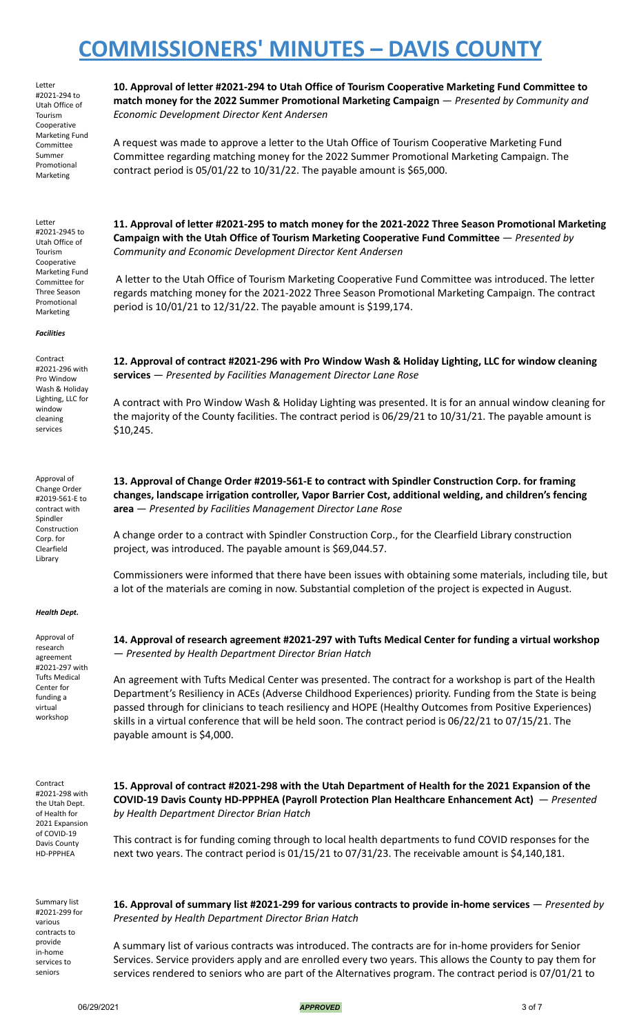Letter #2021-294 to Utah Office of Tourism Cooperative Marketing Fund Committee Summer Promotional Marketing

**10. Approval of letter #2021-294 to Utah Office of Tourism Cooperative Marketing Fund Committee to match money for the 2022 Summer Promotional Marketing Campaign** — *Presented by Community and Economic Development Director Kent Andersen*

A request was made to approve a letter to the Utah Office of Tourism Cooperative Marketing Fund Committee regarding matching money for the 2022 Summer Promotional Marketing Campaign. The contract period is 05/01/22 to 10/31/22. The payable amount is $65,000.

Letter #2021-2945 to Utah Office of Tourism Cooperative Marketing Fund Committee for Three Season Promotional Marketing

**11. Approval of letter #2021-295 to match money for the 2021-2022 Three Season Promotional Marketing Campaign with the Utah Office of Tourism Marketing Cooperative Fund Committee** — *Presented by Community and Economic Development Director Kent Andersen*

A letter to the Utah Office of Tourism Marketing Cooperative Fund Committee was introduced. The letter regards matching money for the 2021-2022 Three Season Promotional Marketing Campaign. The contract period is 10/01/21 to 12/31/22. The payable amount is $199,174.

***Facilities***

Contract #2021-296 with Pro Window Wash & Holiday Lighting, LLC for window cleaning services

**12. Approval of contract #2021-296 with Pro Window Wash & Holiday Lighting, LLC for window cleaning services** — *Presented by Facilities Management Director Lane Rose*

A contract with Pro Window Wash & Holiday Lighting was presented. It is for an annual window cleaning for the majority of the County facilities. The contract period is 06/29/21 to 10/31/21. The payable amount is $10,245.

Approval of Change Order #2019-561-E to contract with Spindler Construction Corp. for Clearfield Library

**13. Approval of Change Order #2019-561-E to contract with Spindler Construction Corp. for framing changes, landscape irrigation controller, Vapor Barrier Cost, additional welding, and children's fencing area** — *Presented by Facilities Management Director Lane Rose*

A change order to a contract with Spindler Construction Corp., for the Clearfield Library construction project, was introduced. The payable amount is $69,044.57.

Commissioners were informed that there have been issues with obtaining some materials, including tile, but a lot of the materials are coming in now. Substantial completion of the project is expected in August.

***Health Dept.***

Approval of research agreement #2021-297 with Tufts Medical Center for funding a virtual workshop

**14. Approval of research agreement #2021-297 with Tufts Medical Center for funding a virtual workshop** — *Presented by Health Department Director Brian Hatch*

An agreement with Tufts Medical Center was presented. The contract for a workshop is part of the Health Department's Resiliency in ACEs (Adverse Childhood Experiences) priority. Funding from the State is being passed through for clinicians to teach resiliency and HOPE (Healthy Outcomes from Positive Experiences) skills in a virtual conference that will be held soon. The contract period is 06/22/21 to 07/15/21. The payable amount is $4,000.

Contract #2021-298 with the Utah Dept. of Health for 2021 Expansion of COVID-19 Davis County HD-PPPHEA

**15. Approval of contract #2021-298 with the Utah Department of Health for the 2021 Expansion of the COVID-19 Davis County HD-PPPHEA (Payroll Protection Plan Healthcare Enhancement Act)** — *Presented by Health Department Director Brian Hatch*

This contract is for funding coming through to local health departments to fund COVID responses for the next two years. The contract period is 01/15/21 to 07/31/23. The receivable amount is $4,140,181.

Summary list #2021-299 for various contracts to provide in-home services to seniors

**16. Approval of summary list #2021-299 for various contracts to provide in-home services** — *Presented by Presented by Health Department Director Brian Hatch*

A summary list of various contracts was introduced. The contracts are for in-home providers for Senior Services. Service providers apply and are enrolled every two years. This allows the County to pay them for services rendered to seniors who are part of the Alternatives program. The contract period is 07/01/21 to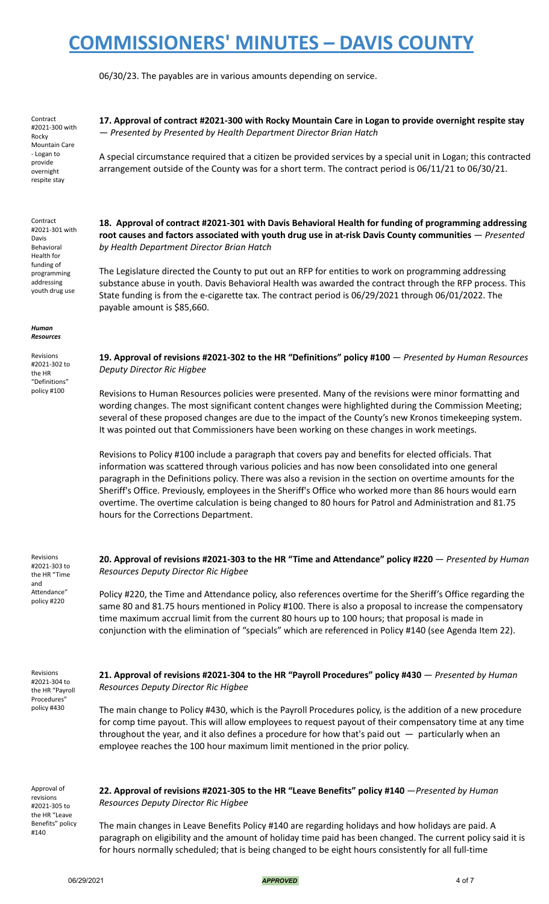06/30/23. The payables are in various amounts depending on service.

Contract #2021-300 with Rocky Mountain Care - Logan to provide overnight respite stay

**17. Approval of contract #2021-300 with Rocky Mountain Care in Logan to provide overnight respite stay** — *Presented by Presented by Health Department Director Brian Hatch*

A special circumstance required that a citizen be provided services by a special unit in Logan; this contracted arrangement outside of the County was for a short term. The contract period is 06/11/21 to 06/30/21.

Contract #2021-301 with Davis Behavioral Health for funding of programming addressing youth drug use

**18. Approval of contract #2021-301 with Davis Behavioral Health for funding of programming addressing root causes and factors associated with youth drug use in at-risk Davis County communities** — *Presented by Health Department Director Brian Hatch*

The Legislature directed the County to put out an RFP for entities to work on programming addressing substance abuse in youth. Davis Behavioral Health was awarded the contract through the RFP process. This State funding is from the e-cigarette tax. The contract period is 06/29/2021 through 06/01/2022. The payable amount is $85,660.

***Human Resources***

Revisions #2021-302 to the HR "Definitions" policy #100

**19. Approval of revisions #2021-302 to the HR "Definitions" policy #100** — *Presented by Human Resources Deputy Director Ric Higbee*

Revisions to Human Resources policies were presented. Many of the revisions were minor formatting and wording changes. The most significant content changes were highlighted during the Commission Meeting; several of these proposed changes are due to the impact of the County's new Kronos timekeeping system. It was pointed out that Commissioners have been working on these changes in work meetings.

Revisions to Policy #100 include a paragraph that covers pay and benefits for elected officials. That information was scattered through various policies and has now been consolidated into one general paragraph in the Definitions policy. There was also a revision in the section on overtime amounts for the Sheriff's Office. Previously, employees in the Sheriff's Office who worked more than 86 hours would earn overtime. The overtime calculation is being changed to 80 hours for Patrol and Administration and 81.75 hours for the Corrections Department.

Revisions #2021-303 to the HR "Time and Attendance" policy #220

**20. Approval of revisions #2021-303 to the HR "Time and Attendance" policy #220** — *Presented by Human Resources Deputy Director Ric Higbee*

Policy #220, the Time and Attendance policy, also references overtime for the Sheriff's Office regarding the same 80 and 81.75 hours mentioned in Policy #100. There is also a proposal to increase the compensatory time maximum accrual limit from the current 80 hours up to 100 hours; that proposal is made in conjunction with the elimination of "specials" which are referenced in Policy #140 (see Agenda Item 22).

Revisions #2021-304 to the HR "Payroll Procedures" policy #430

**21. Approval of revisions #2021-304 to the HR "Payroll Procedures" policy #430** — *Presented by Human Resources Deputy Director Ric Higbee*

The main change to Policy #430, which is the Payroll Procedures policy, is the addition of a new procedure for comp time payout. This will allow employees to request payout of their compensatory time at any time throughout the year, and it also defines a procedure for how that's paid out — particularly when an employee reaches the 100 hour maximum limit mentioned in the prior policy.

Approval of revisions #2021-305 to the HR "Leave Benefits" policy #140

**22. Approval of revisions #2021-305 to the HR "Leave Benefits" policy #140** —*Presented by Human Resources Deputy Director Ric Higbee*

The main changes in Leave Benefits Policy #140 are regarding holidays and how holidays are paid. A paragraph on eligibility and the amount of holiday time paid has been changed. The current policy said it is for hours normally scheduled; that is being changed to be eight hours consistently for all full-time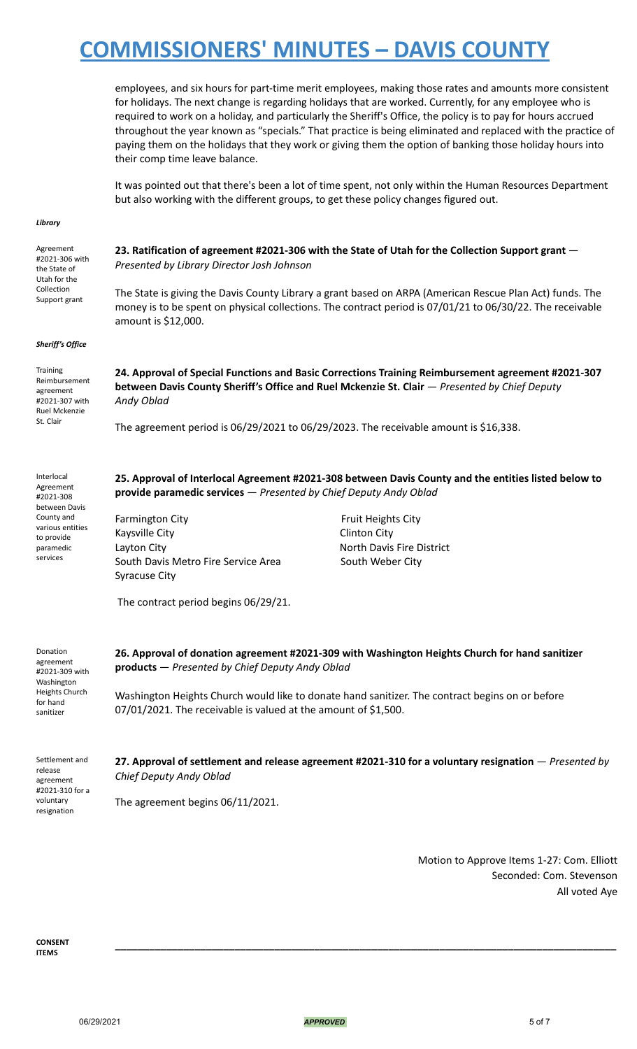employees, and six hours for part-time merit employees, making those rates and amounts more consistent for holidays. The next change is regarding holidays that are worked. Currently, for any employee who is required to work on a holiday, and particularly the Sheriff's Office, the policy is to pay for hours accrued throughout the year known as "specials." That practice is being eliminated and replaced with the practice of paying them on the holidays that they work or giving them the option of banking those holiday hours into their comp time leave balance.

It was pointed out that there's been a lot of time spent, not only within the Human Resources Department but also working with the different groups, to get these policy changes figured out.

***Library***

*Agreement #2021-306 with the State of Utah for the Collection Support grant*

**23. Ratification of agreement #2021-306 with the State of Utah for the Collection Support grant** — *Presented by Library Director Josh Johnson*

The State is giving the Davis County Library a grant based on ARPA (American Rescue Plan Act) funds. The money is to be spent on physical collections. The contract period is 07/01/21 to 06/30/22. The receivable amount is $12,000.

***Sheriff's Office***

*Training Reimbursement agreement #2021-307 with Ruel Mckenzie St. Clair*

**24. Approval of Special Functions and Basic Corrections Training Reimbursement agreement #2021-307 between Davis County Sheriff's Office and Ruel Mckenzie St. Clair** — *Presented by Chief Deputy Andy Oblad*

The agreement period is 06/29/2021 to 06/29/2023. The receivable amount is $16,338.

*Interlocal Agreement #2021-308 between Davis County and various entities to provide paramedic services*

**25. Approval of Interlocal Agreement #2021-308 between Davis County and the entities listed below to provide paramedic services** — *Presented by Chief Deputy Andy Oblad*

- Farmington City
- Fruit Heights City
- Kaysville City
- Clinton City
- Layton City
- North Davis Fire District
- South Davis Metro Fire Service Area
- South Weber City
- Syracuse City

The contract period begins 06/29/21.

*Donation agreement #2021-309 with Washington Heights Church for hand sanitizer*

**26. Approval of donation agreement #2021-309 with Washington Heights Church for hand sanitizer products** — *Presented by Chief Deputy Andy Oblad*

Washington Heights Church would like to donate hand sanitizer. The contract begins on or before 07/01/2021. The receivable is valued at the amount of $1,500.

*Settlement and release agreement #2021-310 for a voluntary resignation*

**27. Approval of settlement and release agreement #2021-310 for a voluntary resignation** — *Presented by Chief Deputy Andy Oblad*

The agreement begins 06/11/2021.

Motion to Approve Items 1-27: Com. Elliott
Seconded: Com. Stevenson
All voted Aye

---

**CONSENT ITEMS**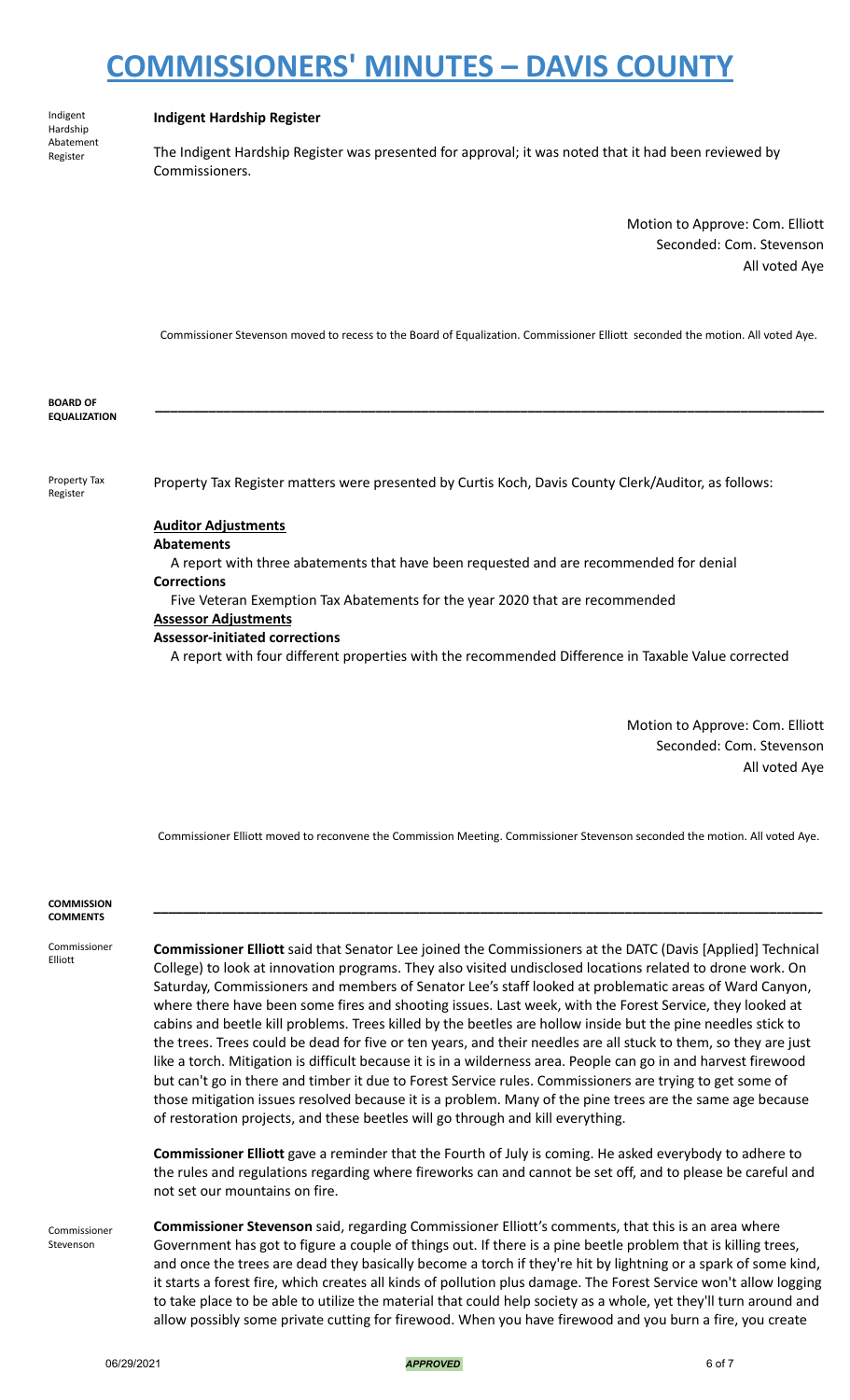**Indigent Hardship Register**

Indigent Hardship Abatement Register

The Indigent Hardship Register was presented for approval; it was noted that it had been reviewed by Commissioners.

Motion to Approve: Com. Elliott
Seconded: Com. Stevenson
All voted Aye

Commissioner Stevenson moved to recess to the Board of Equalization. Commissioner Elliott seconded the motion. All voted Aye.

## BOARD OF EQUALIZATION

Property Tax Register

Property Tax Register matters were presented by Curtis Koch, Davis County Clerk/Auditor, as follows:

**Auditor Adjustments**

**Abatements**

A report with three abatements that have been requested and are recommended for denial

**Corrections**

Five Veteran Exemption Tax Abatements for the year 2020 that are recommended

**Assessor Adjustments**

**Assessor-initiated corrections**

A report with four different properties with the recommended Difference in Taxable Value corrected

Motion to Approve: Com. Elliott
Seconded: Com. Stevenson
All voted Aye

Commissioner Elliott moved to reconvene the Commission Meeting. Commissioner Stevenson seconded the motion. All voted Aye.

## COMMISSION COMMENTS

Commissioner Elliott

**Commissioner Elliott** said that Senator Lee joined the Commissioners at the DATC (Davis [Applied] Technical College) to look at innovation programs. They also visited undisclosed locations related to drone work. On Saturday, Commissioners and members of Senator Lee's staff looked at problematic areas of Ward Canyon, where there have been some fires and shooting issues. Last week, with the Forest Service, they looked at cabins and beetle kill problems. Trees killed by the beetles are hollow inside but the pine needles stick to the trees. Trees could be dead for five or ten years, and their needles are all stuck to them, so they are just like a torch. Mitigation is difficult because it is in a wilderness area. People can go in and harvest firewood but can't go in there and timber it due to Forest Service rules. Commissioners are trying to get some of those mitigation issues resolved because it is a problem. Many of the pine trees are the same age because of restoration projects, and these beetles will go through and kill everything.

**Commissioner Elliott** gave a reminder that the Fourth of July is coming. He asked everybody to adhere to the rules and regulations regarding where fireworks can and cannot be set off, and to please be careful and not set our mountains on fire.

Commissioner Stevenson

**Commissioner Stevenson** said, regarding Commissioner Elliott's comments, that this is an area where Government has got to figure a couple of things out. If there is a pine beetle problem that is killing trees, and once the trees are dead they basically become a torch if they're hit by lightning or a spark of some kind, it starts a forest fire, which creates all kinds of pollution plus damage. The Forest Service won't allow logging to take place to be able to utilize the material that could help society as a whole, yet they'll turn around and allow possibly some private cutting for firewood. When you have firewood and you burn a fire, you create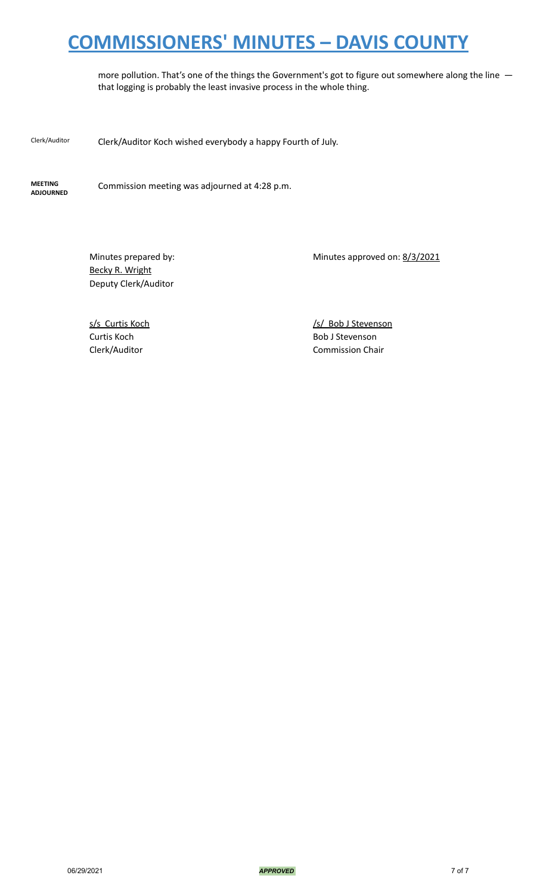more pollution. That's one of the things the Government's got to figure out somewhere along the line — that logging is probably the least invasive process in the whole thing.

Clerk/Auditor — Clerk/Auditor Koch wished everybody a happy Fourth of July.

**MEETING ADJOURNED** — Commission meeting was adjourned at 4:28 p.m.

Minutes prepared by:
Becky R. Wright
Deputy Clerk/Auditor

Minutes approved on: 8/3/2021

s/s Curtis Koch
Curtis Koch
Clerk/Auditor

/s/ Bob J Stevenson
Bob J Stevenson
Commission Chair